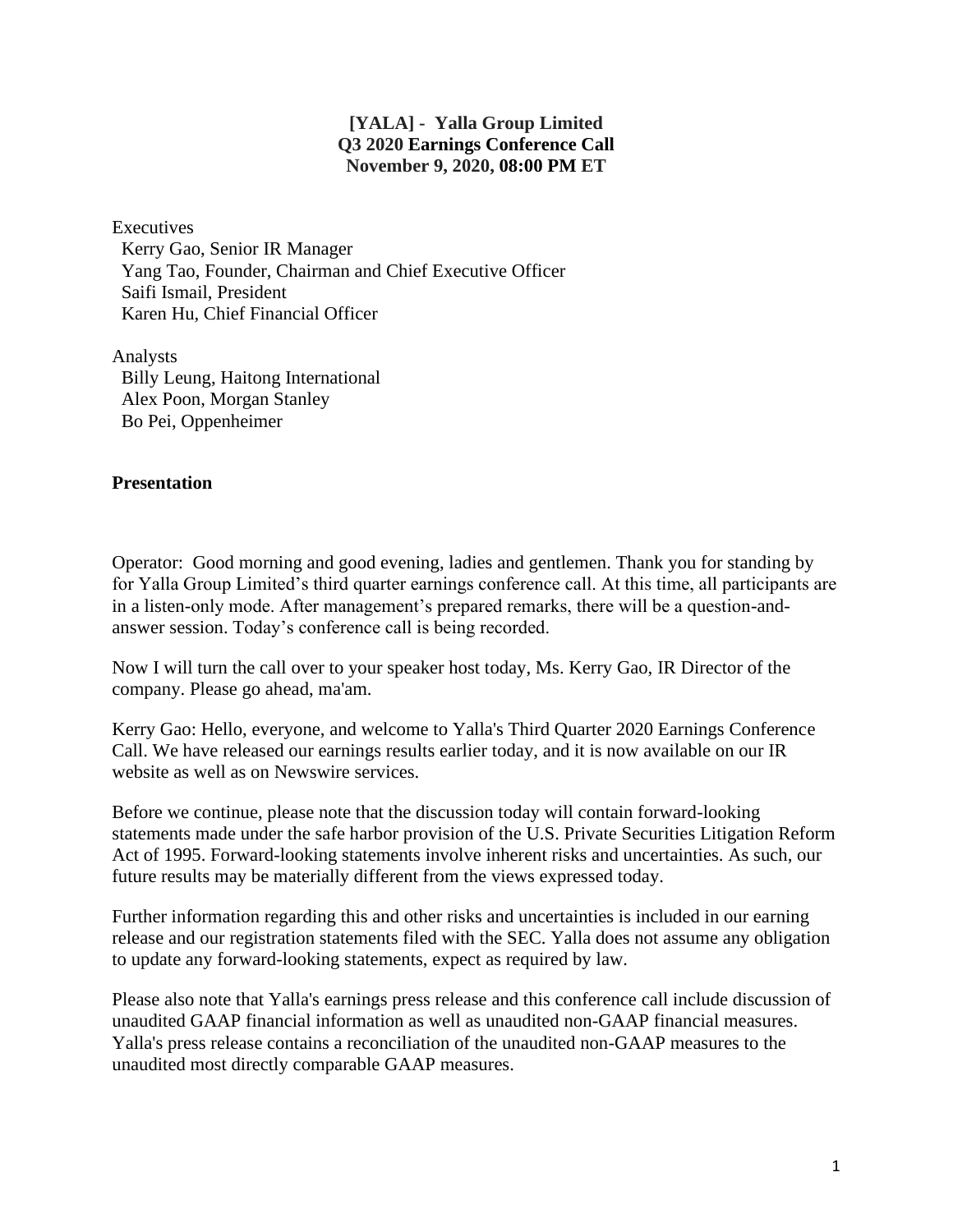**[YALA] - Yalla Group Limited**
**Q3 2020 Earnings Conference Call**
**November 9, 2020, 08:00 PM ET**

Executives
Kerry Gao, Senior IR Manager
Yang Tao, Founder, Chairman and Chief Executive Officer
Saifi Ismail, President
Karen Hu, Chief Financial Officer

Analysts
Billy Leung, Haitong International
Alex Poon, Morgan Stanley
Bo Pei, Oppenheimer

## Presentation

Operator: Good morning and good evening, ladies and gentlemen. Thank you for standing by for Yalla Group Limited's third quarter earnings conference call. At this time, all participants are in a listen-only mode. After management's prepared remarks, there will be a question-and-answer session. Today's conference call is being recorded.

Now I will turn the call over to your speaker host today, Ms. Kerry Gao, IR Director of the company. Please go ahead, ma'am.

Kerry Gao: Hello, everyone, and welcome to Yalla's Third Quarter 2020 Earnings Conference Call. We have released our earnings results earlier today, and it is now available on our IR website as well as on Newswire services.

Before we continue, please note that the discussion today will contain forward-looking statements made under the safe harbor provision of the U.S. Private Securities Litigation Reform Act of 1995. Forward-looking statements involve inherent risks and uncertainties. As such, our future results may be materially different from the views expressed today.

Further information regarding this and other risks and uncertainties is included in our earning release and our registration statements filed with the SEC. Yalla does not assume any obligation to update any forward-looking statements, expect as required by law.

Please also note that Yalla's earnings press release and this conference call include discussion of unaudited GAAP financial information as well as unaudited non-GAAP financial measures. Yalla's press release contains a reconciliation of the unaudited non-GAAP measures to the unaudited most directly comparable GAAP measures.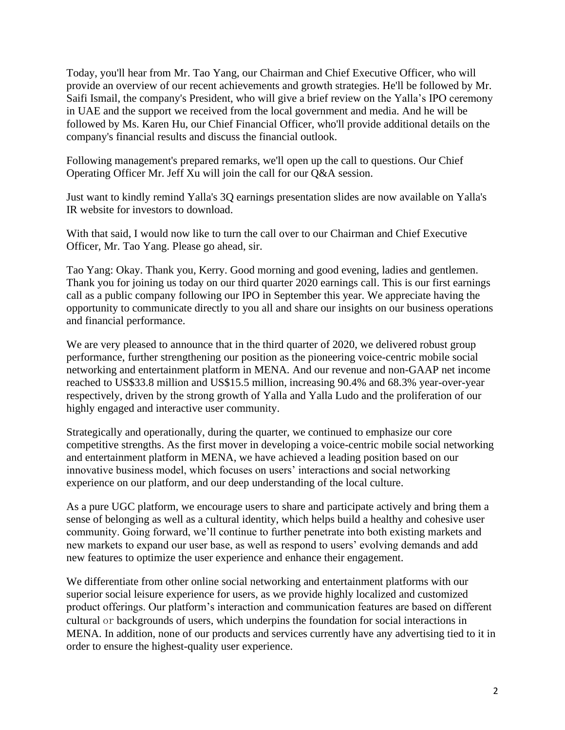Today, you'll hear from Mr. Tao Yang, our Chairman and Chief Executive Officer, who will provide an overview of our recent achievements and growth strategies. He'll be followed by Mr. Saifi Ismail, the company's President, who will give a brief review on the Yalla's IPO ceremony in UAE and the support we received from the local government and media. And he will be followed by Ms. Karen Hu, our Chief Financial Officer, who'll provide additional details on the company's financial results and discuss the financial outlook.

Following management's prepared remarks, we'll open up the call to questions. Our Chief Operating Officer Mr. Jeff Xu will join the call for our Q&A session.

Just want to kindly remind Yalla's 3Q earnings presentation slides are now available on Yalla's IR website for investors to download.

With that said, I would now like to turn the call over to our Chairman and Chief Executive Officer, Mr. Tao Yang. Please go ahead, sir.

Tao Yang: Okay. Thank you, Kerry. Good morning and good evening, ladies and gentlemen. Thank you for joining us today on our third quarter 2020 earnings call. This is our first earnings call as a public company following our IPO in September this year. We appreciate having the opportunity to communicate directly to you all and share our insights on our business operations and financial performance.

We are very pleased to announce that in the third quarter of 2020, we delivered robust group performance, further strengthening our position as the pioneering voice-centric mobile social networking and entertainment platform in MENA. And our revenue and non-GAAP net income reached to US$33.8 million and US$15.5 million, increasing 90.4% and 68.3% year-over-year respectively, driven by the strong growth of Yalla and Yalla Ludo and the proliferation of our highly engaged and interactive user community.

Strategically and operationally, during the quarter, we continued to emphasize our core competitive strengths. As the first mover in developing a voice-centric mobile social networking and entertainment platform in MENA, we have achieved a leading position based on our innovative business model, which focuses on users' interactions and social networking experience on our platform, and our deep understanding of the local culture.

As a pure UGC platform, we encourage users to share and participate actively and bring them a sense of belonging as well as a cultural identity, which helps build a healthy and cohesive user community. Going forward, we'll continue to further penetrate into both existing markets and new markets to expand our user base, as well as respond to users' evolving demands and add new features to optimize the user experience and enhance their engagement.

We differentiate from other online social networking and entertainment platforms with our superior social leisure experience for users, as we provide highly localized and customized product offerings. Our platform's interaction and communication features are based on different cultural or backgrounds of users, which underpins the foundation for social interactions in MENA. In addition, none of our products and services currently have any advertising tied to it in order to ensure the highest-quality user experience.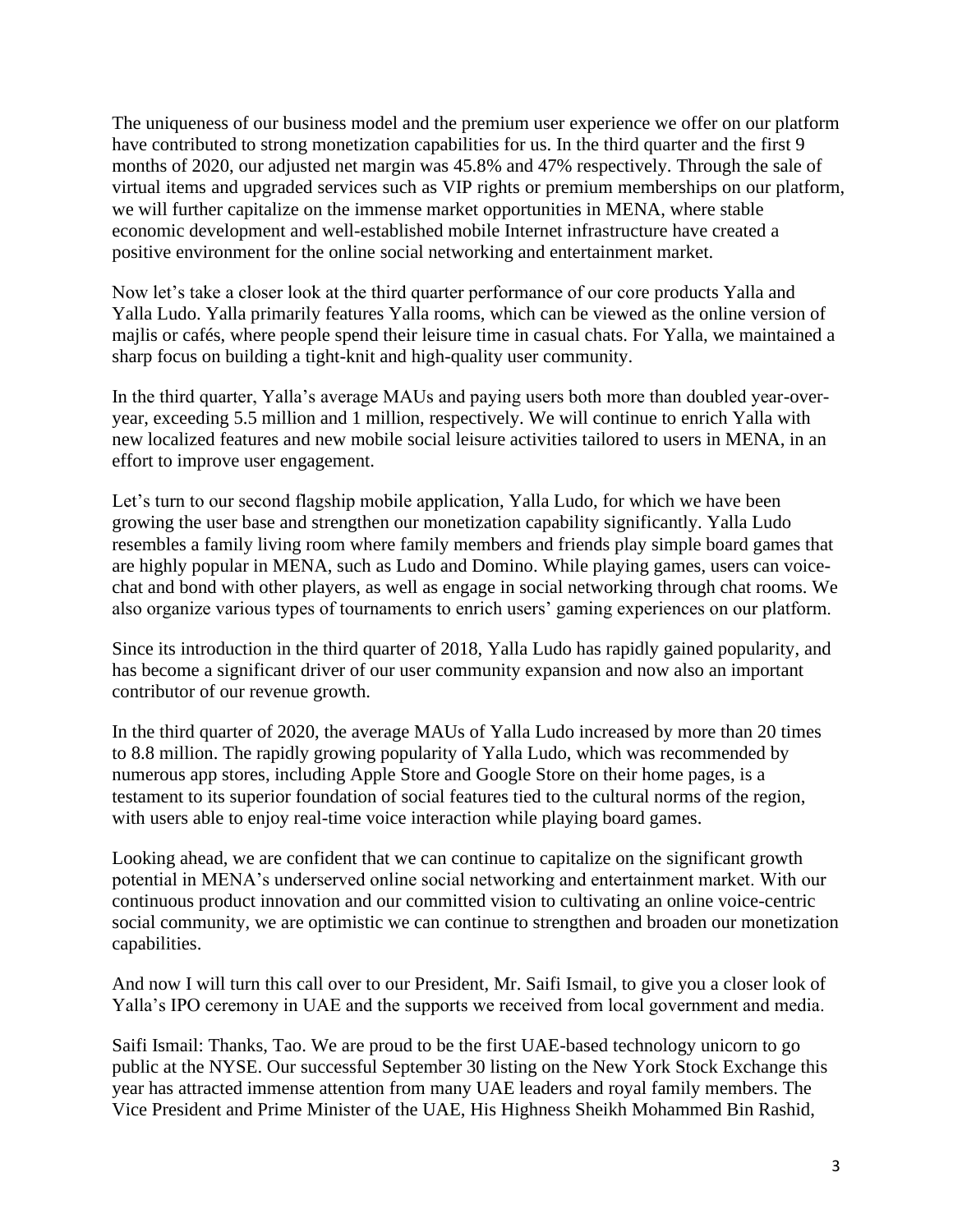The uniqueness of our business model and the premium user experience we offer on our platform have contributed to strong monetization capabilities for us. In the third quarter and the first 9 months of 2020, our adjusted net margin was 45.8% and 47% respectively. Through the sale of virtual items and upgraded services such as VIP rights or premium memberships on our platform, we will further capitalize on the immense market opportunities in MENA, where stable economic development and well-established mobile Internet infrastructure have created a positive environment for the online social networking and entertainment market.

Now let's take a closer look at the third quarter performance of our core products Yalla and Yalla Ludo. Yalla primarily features Yalla rooms, which can be viewed as the online version of majlis or cafés, where people spend their leisure time in casual chats. For Yalla, we maintained a sharp focus on building a tight-knit and high-quality user community.

In the third quarter, Yalla's average MAUs and paying users both more than doubled year-over-year, exceeding 5.5 million and 1 million, respectively. We will continue to enrich Yalla with new localized features and new mobile social leisure activities tailored to users in MENA, in an effort to improve user engagement.

Let's turn to our second flagship mobile application, Yalla Ludo, for which we have been growing the user base and strengthen our monetization capability significantly. Yalla Ludo resembles a family living room where family members and friends play simple board games that are highly popular in MENA, such as Ludo and Domino. While playing games, users can voice-chat and bond with other players, as well as engage in social networking through chat rooms. We also organize various types of tournaments to enrich users' gaming experiences on our platform.

Since its introduction in the third quarter of 2018, Yalla Ludo has rapidly gained popularity, and has become a significant driver of our user community expansion and now also an important contributor of our revenue growth.

In the third quarter of 2020, the average MAUs of Yalla Ludo increased by more than 20 times to 8.8 million. The rapidly growing popularity of Yalla Ludo, which was recommended by numerous app stores, including Apple Store and Google Store on their home pages, is a testament to its superior foundation of social features tied to the cultural norms of the region, with users able to enjoy real-time voice interaction while playing board games.

Looking ahead, we are confident that we can continue to capitalize on the significant growth potential in MENA's underserved online social networking and entertainment market. With our continuous product innovation and our committed vision to cultivating an online voice-centric social community, we are optimistic we can continue to strengthen and broaden our monetization capabilities.

And now I will turn this call over to our President, Mr. Saifi Ismail, to give you a closer look of Yalla's IPO ceremony in UAE and the supports we received from local government and media.

Saifi Ismail: Thanks, Tao. We are proud to be the first UAE-based technology unicorn to go public at the NYSE. Our successful September 30 listing on the New York Stock Exchange this year has attracted immense attention from many UAE leaders and royal family members. The Vice President and Prime Minister of the UAE, His Highness Sheikh Mohammed Bin Rashid,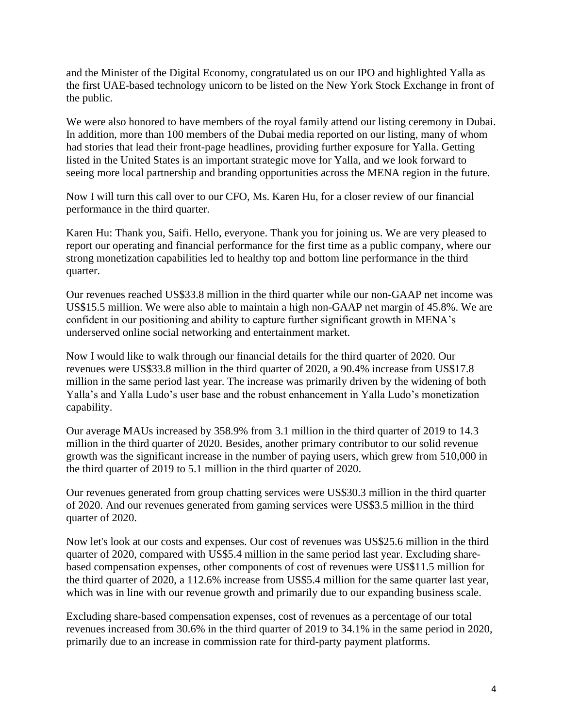and the Minister of the Digital Economy, congratulated us on our IPO and highlighted Yalla as the first UAE-based technology unicorn to be listed on the New York Stock Exchange in front of the public.

We were also honored to have members of the royal family attend our listing ceremony in Dubai. In addition, more than 100 members of the Dubai media reported on our listing, many of whom had stories that lead their front-page headlines, providing further exposure for Yalla. Getting listed in the United States is an important strategic move for Yalla, and we look forward to seeing more local partnership and branding opportunities across the MENA region in the future.

Now I will turn this call over to our CFO, Ms. Karen Hu, for a closer review of our financial performance in the third quarter.

Karen Hu: Thank you, Saifi. Hello, everyone. Thank you for joining us. We are very pleased to report our operating and financial performance for the first time as a public company, where our strong monetization capabilities led to healthy top and bottom line performance in the third quarter.

Our revenues reached US$33.8 million in the third quarter while our non-GAAP net income was US$15.5 million. We were also able to maintain a high non-GAAP net margin of 45.8%. We are confident in our positioning and ability to capture further significant growth in MENA's underserved online social networking and entertainment market.

Now I would like to walk through our financial details for the third quarter of 2020. Our revenues were US$33.8 million in the third quarter of 2020, a 90.4% increase from US$17.8 million in the same period last year. The increase was primarily driven by the widening of both Yalla's and Yalla Ludo's user base and the robust enhancement in Yalla Ludo's monetization capability.

Our average MAUs increased by 358.9% from 3.1 million in the third quarter of 2019 to 14.3 million in the third quarter of 2020. Besides, another primary contributor to our solid revenue growth was the significant increase in the number of paying users, which grew from 510,000 in the third quarter of 2019 to 5.1 million in the third quarter of 2020.

Our revenues generated from group chatting services were US$30.3 million in the third quarter of 2020. And our revenues generated from gaming services were US$3.5 million in the third quarter of 2020.

Now let's look at our costs and expenses. Our cost of revenues was US$25.6 million in the third quarter of 2020, compared with US$5.4 million in the same period last year. Excluding share-based compensation expenses, other components of cost of revenues were US$11.5 million for the third quarter of 2020, a 112.6% increase from US$5.4 million for the same quarter last year, which was in line with our revenue growth and primarily due to our expanding business scale.

Excluding share-based compensation expenses, cost of revenues as a percentage of our total revenues increased from 30.6% in the third quarter of 2019 to 34.1% in the same period in 2020, primarily due to an increase in commission rate for third-party payment platforms.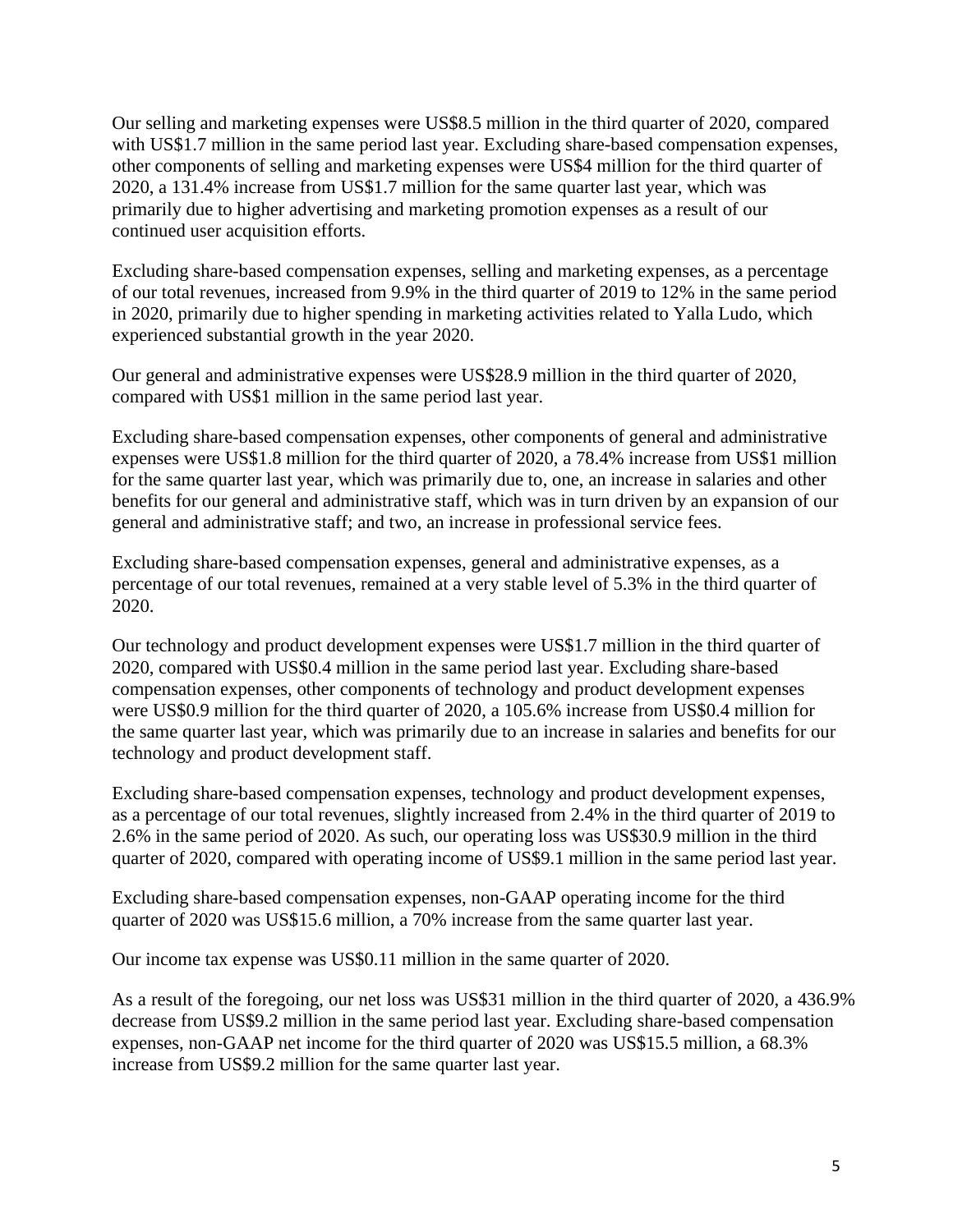Our selling and marketing expenses were US$8.5 million in the third quarter of 2020, compared with US$1.7 million in the same period last year. Excluding share-based compensation expenses, other components of selling and marketing expenses were US$4 million for the third quarter of 2020, a 131.4% increase from US$1.7 million for the same quarter last year, which was primarily due to higher advertising and marketing promotion expenses as a result of our continued user acquisition efforts.

Excluding share-based compensation expenses, selling and marketing expenses, as a percentage of our total revenues, increased from 9.9% in the third quarter of 2019 to 12% in the same period in 2020, primarily due to higher spending in marketing activities related to Yalla Ludo, which experienced substantial growth in the year 2020.

Our general and administrative expenses were US$28.9 million in the third quarter of 2020, compared with US$1 million in the same period last year.

Excluding share-based compensation expenses, other components of general and administrative expenses were US$1.8 million for the third quarter of 2020, a 78.4% increase from US$1 million for the same quarter last year, which was primarily due to, one, an increase in salaries and other benefits for our general and administrative staff, which was in turn driven by an expansion of our general and administrative staff; and two, an increase in professional service fees.

Excluding share-based compensation expenses, general and administrative expenses, as a percentage of our total revenues, remained at a very stable level of 5.3% in the third quarter of 2020.

Our technology and product development expenses were US$1.7 million in the third quarter of 2020, compared with US$0.4 million in the same period last year. Excluding share-based compensation expenses, other components of technology and product development expenses were US$0.9 million for the third quarter of 2020, a 105.6% increase from US$0.4 million for the same quarter last year, which was primarily due to an increase in salaries and benefits for our technology and product development staff.

Excluding share-based compensation expenses, technology and product development expenses, as a percentage of our total revenues, slightly increased from 2.4% in the third quarter of 2019 to 2.6% in the same period of 2020. As such, our operating loss was US$30.9 million in the third quarter of 2020, compared with operating income of US$9.1 million in the same period last year.

Excluding share-based compensation expenses, non-GAAP operating income for the third quarter of 2020 was US$15.6 million, a 70% increase from the same quarter last year.

Our income tax expense was US$0.11 million in the same quarter of 2020.

As a result of the foregoing, our net loss was US$31 million in the third quarter of 2020, a 436.9% decrease from US$9.2 million in the same period last year. Excluding share-based compensation expenses, non-GAAP net income for the third quarter of 2020 was US$15.5 million, a 68.3% increase from US$9.2 million for the same quarter last year.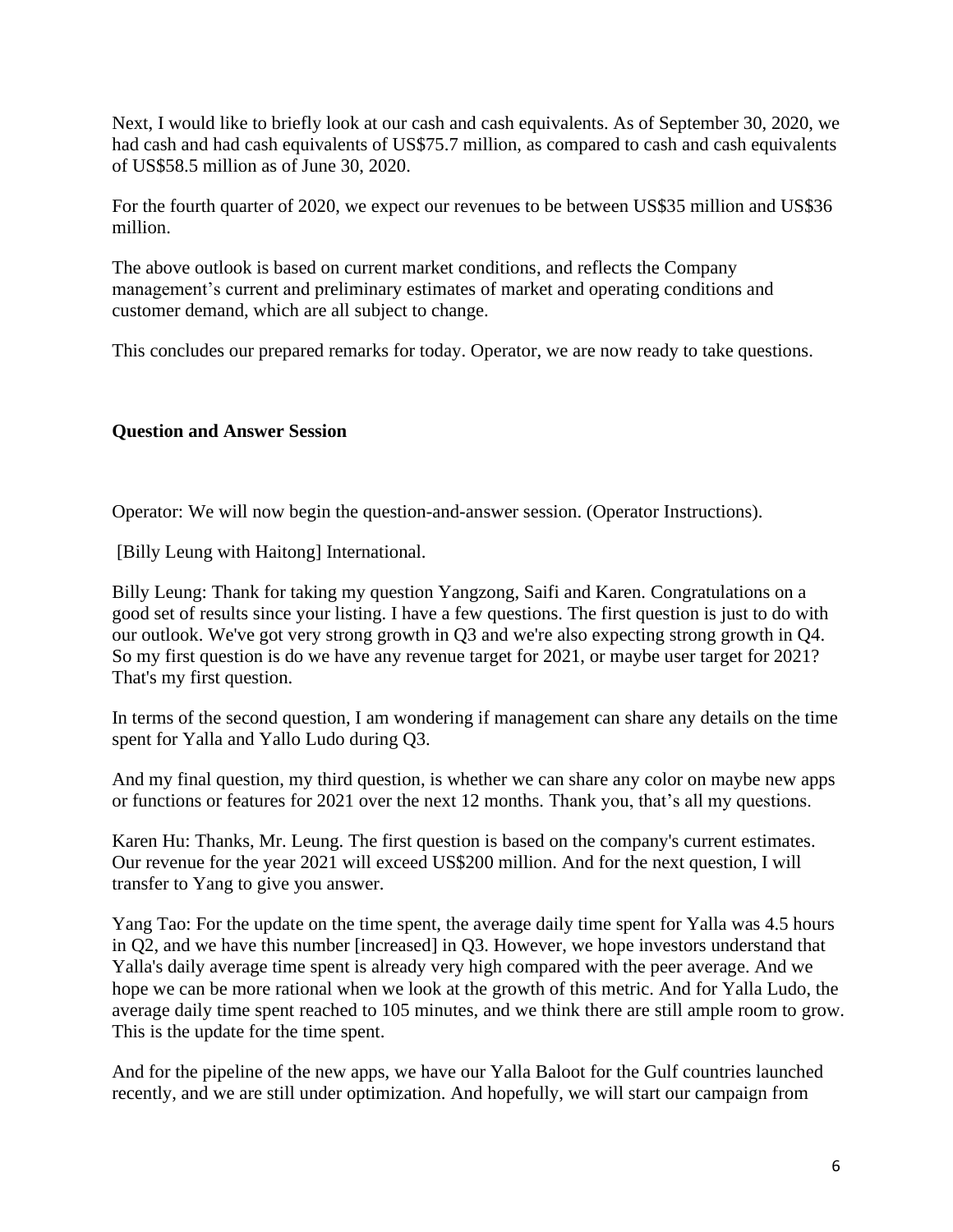Next, I would like to briefly look at our cash and cash equivalents. As of September 30, 2020, we had cash and had cash equivalents of US$75.7 million, as compared to cash and cash equivalents of US$58.5 million as of June 30, 2020.

For the fourth quarter of 2020, we expect our revenues to be between US$35 million and US$36 million.

The above outlook is based on current market conditions, and reflects the Company management's current and preliminary estimates of market and operating conditions and customer demand, which are all subject to change.

This concludes our prepared remarks for today. Operator, we are now ready to take questions.

**Question and Answer Session**

Operator: We will now begin the question-and-answer session. (Operator Instructions).

[Billy Leung with Haitong] International.

Billy Leung: Thank for taking my question Yangzong, Saifi and Karen. Congratulations on a good set of results since your listing. I have a few questions. The first question is just to do with our outlook. We've got very strong growth in Q3 and we're also expecting strong growth in Q4. So my first question is do we have any revenue target for 2021, or maybe user target for 2021? That's my first question.

In terms of the second question, I am wondering if management can share any details on the time spent for Yalla and Yallo Ludo during Q3.

And my final question, my third question, is whether we can share any color on maybe new apps or functions or features for 2021 over the next 12 months. Thank you, that's all my questions.

Karen Hu: Thanks, Mr. Leung. The first question is based on the company's current estimates. Our revenue for the year 2021 will exceed US$200 million. And for the next question, I will transfer to Yang to give you answer.

Yang Tao: For the update on the time spent, the average daily time spent for Yalla was 4.5 hours in Q2, and we have this number [increased] in Q3. However, we hope investors understand that Yalla's daily average time spent is already very high compared with the peer average. And we hope we can be more rational when we look at the growth of this metric. And for Yalla Ludo, the average daily time spent reached to 105 minutes, and we think there are still ample room to grow. This is the update for the time spent.

And for the pipeline of the new apps, we have our Yalla Baloot for the Gulf countries launched recently, and we are still under optimization. And hopefully, we will start our campaign from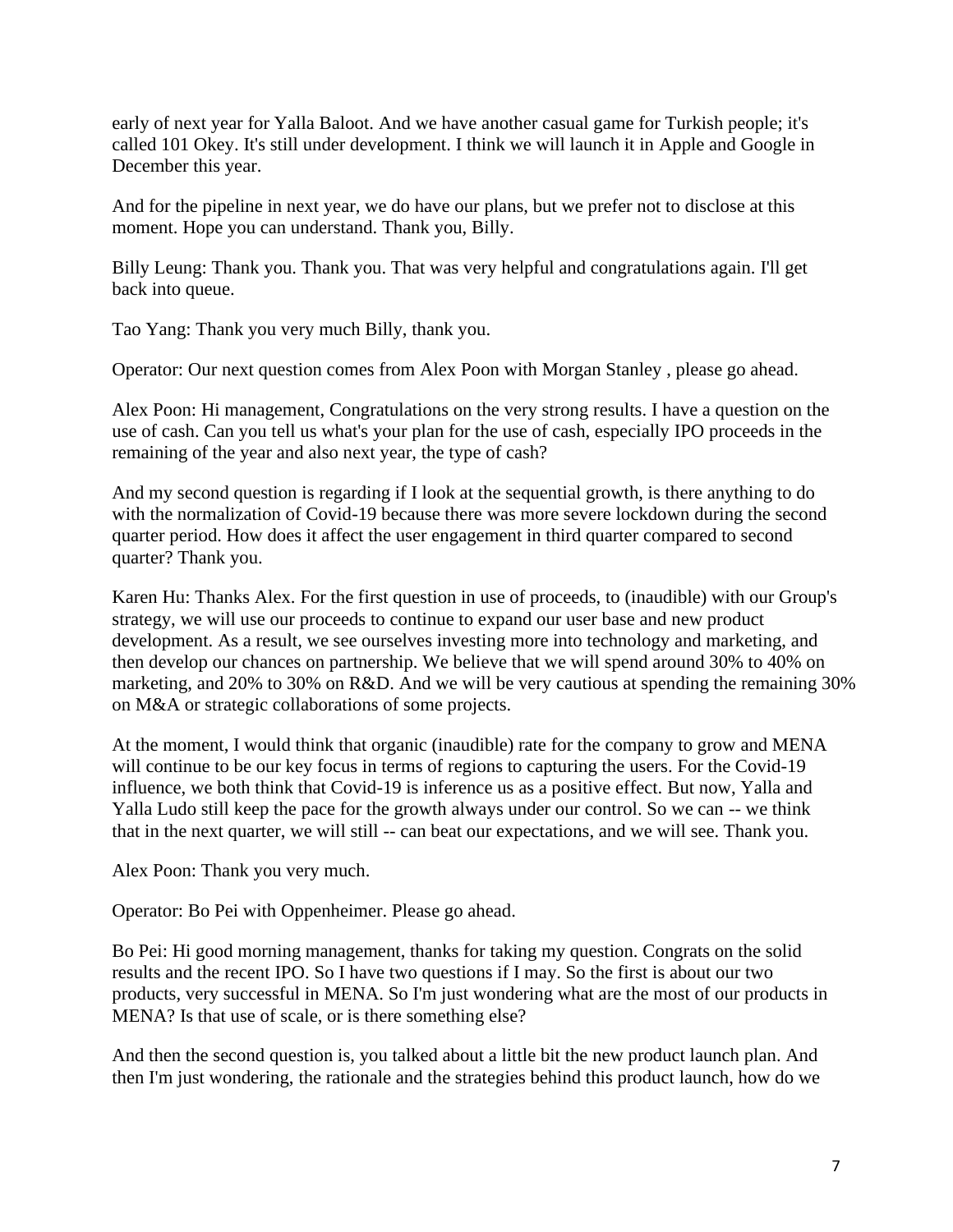early of next year for Yalla Baloot. And we have another casual game for Turkish people; it's called 101 Okey. It's still under development. I think we will launch it in Apple and Google in December this year.

And for the pipeline in next year, we do have our plans, but we prefer not to disclose at this moment. Hope you can understand. Thank you, Billy.

Billy Leung: Thank you. Thank you. That was very helpful and congratulations again. I'll get back into queue.

Tao Yang: Thank you very much Billy, thank you.

Operator: Our next question comes from Alex Poon with Morgan Stanley , please go ahead.

Alex Poon: Hi management, Congratulations on the very strong results. I have a question on the use of cash. Can you tell us what's your plan for the use of cash, especially IPO proceeds in the remaining of the year and also next year, the type of cash?

And my second question is regarding if I look at the sequential growth, is there anything to do with the normalization of Covid-19 because there was more severe lockdown during the second quarter period. How does it affect the user engagement in third quarter compared to second quarter? Thank you.

Karen Hu: Thanks Alex. For the first question in use of proceeds, to (inaudible) with our Group's strategy, we will use our proceeds to continue to expand our user base and new product development. As a result, we see ourselves investing more into technology and marketing, and then develop our chances on partnership. We believe that we will spend around 30% to 40% on marketing, and 20% to 30% on R&D. And we will be very cautious at spending the remaining 30% on M&A or strategic collaborations of some projects.

At the moment, I would think that organic (inaudible) rate for the company to grow and MENA will continue to be our key focus in terms of regions to capturing the users. For the Covid-19 influence, we both think that Covid-19 is inference us as a positive effect. But now, Yalla and Yalla Ludo still keep the pace for the growth always under our control. So we can -- we think that in the next quarter, we will still -- can beat our expectations, and we will see. Thank you.

Alex Poon: Thank you very much.

Operator: Bo Pei with Oppenheimer. Please go ahead.

Bo Pei: Hi good morning management, thanks for taking my question. Congrats on the solid results and the recent IPO. So I have two questions if I may. So the first is about our two products, very successful in MENA. So I'm just wondering what are the most of our products in MENA? Is that use of scale, or is there something else?

And then the second question is, you talked about a little bit the new product launch plan. And then I'm just wondering, the rationale and the strategies behind this product launch, how do we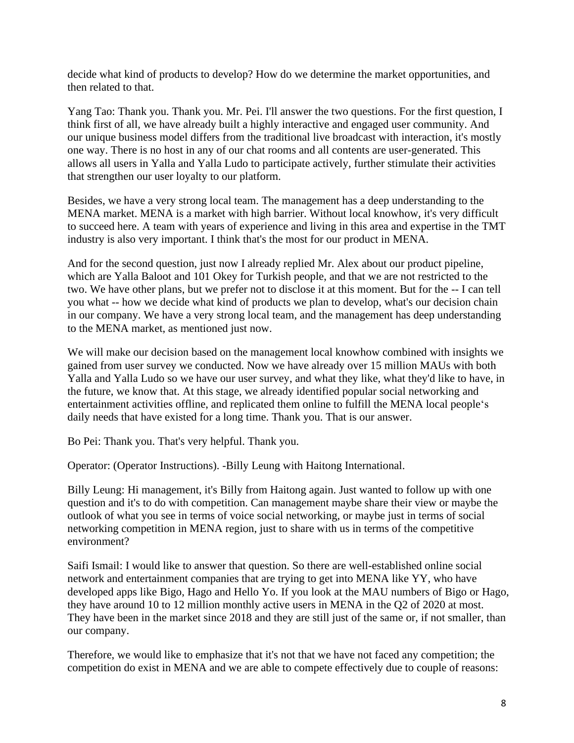decide what kind of products to develop? How do we determine the market opportunities, and then related to that.

Yang Tao: Thank you. Thank you. Mr. Pei. I'll answer the two questions. For the first question, I think first of all, we have already built a highly interactive and engaged user community. And our unique business model differs from the traditional live broadcast with interaction, it's mostly one way. There is no host in any of our chat rooms and all contents are user-generated. This allows all users in Yalla and Yalla Ludo to participate actively, further stimulate their activities that strengthen our user loyalty to our platform.

Besides, we have a very strong local team. The management has a deep understanding to the MENA market. MENA is a market with high barrier. Without local knowhow, it's very difficult to succeed here. A team with years of experience and living in this area and expertise in the TMT industry is also very important. I think that's the most for our product in MENA.

And for the second question, just now I already replied Mr. Alex about our product pipeline, which are Yalla Baloot and 101 Okey for Turkish people, and that we are not restricted to the two. We have other plans, but we prefer not to disclose it at this moment. But for the -- I can tell you what -- how we decide what kind of products we plan to develop, what's our decision chain in our company. We have a very strong local team, and the management has deep understanding to the MENA market, as mentioned just now.

We will make our decision based on the management local knowhow combined with insights we gained from user survey we conducted. Now we have already over 15 million MAUs with both Yalla and Yalla Ludo so we have our user survey, and what they like, what they'd like to have, in the future, we know that. At this stage, we already identified popular social networking and entertainment activities offline, and replicated them online to fulfill the MENA local people's daily needs that have existed for a long time. Thank you. That is our answer.

Bo Pei: Thank you. That's very helpful. Thank you.

Operator: (Operator Instructions). -Billy Leung with Haitong International.

Billy Leung: Hi management, it's Billy from Haitong again. Just wanted to follow up with one question and it's to do with competition. Can management maybe share their view or maybe the outlook of what you see in terms of voice social networking, or maybe just in terms of social networking competition in MENA region, just to share with us in terms of the competitive environment?

Saifi Ismail: I would like to answer that question. So there are well-established online social network and entertainment companies that are trying to get into MENA like YY, who have developed apps like Bigo, Hago and Hello Yo. If you look at the MAU numbers of Bigo or Hago, they have around 10 to 12 million monthly active users in MENA in the Q2 of 2020 at most. They have been in the market since 2018 and they are still just of the same or, if not smaller, than our company.

Therefore, we would like to emphasize that it's not that we have not faced any competition; the competition do exist in MENA and we are able to compete effectively due to couple of reasons: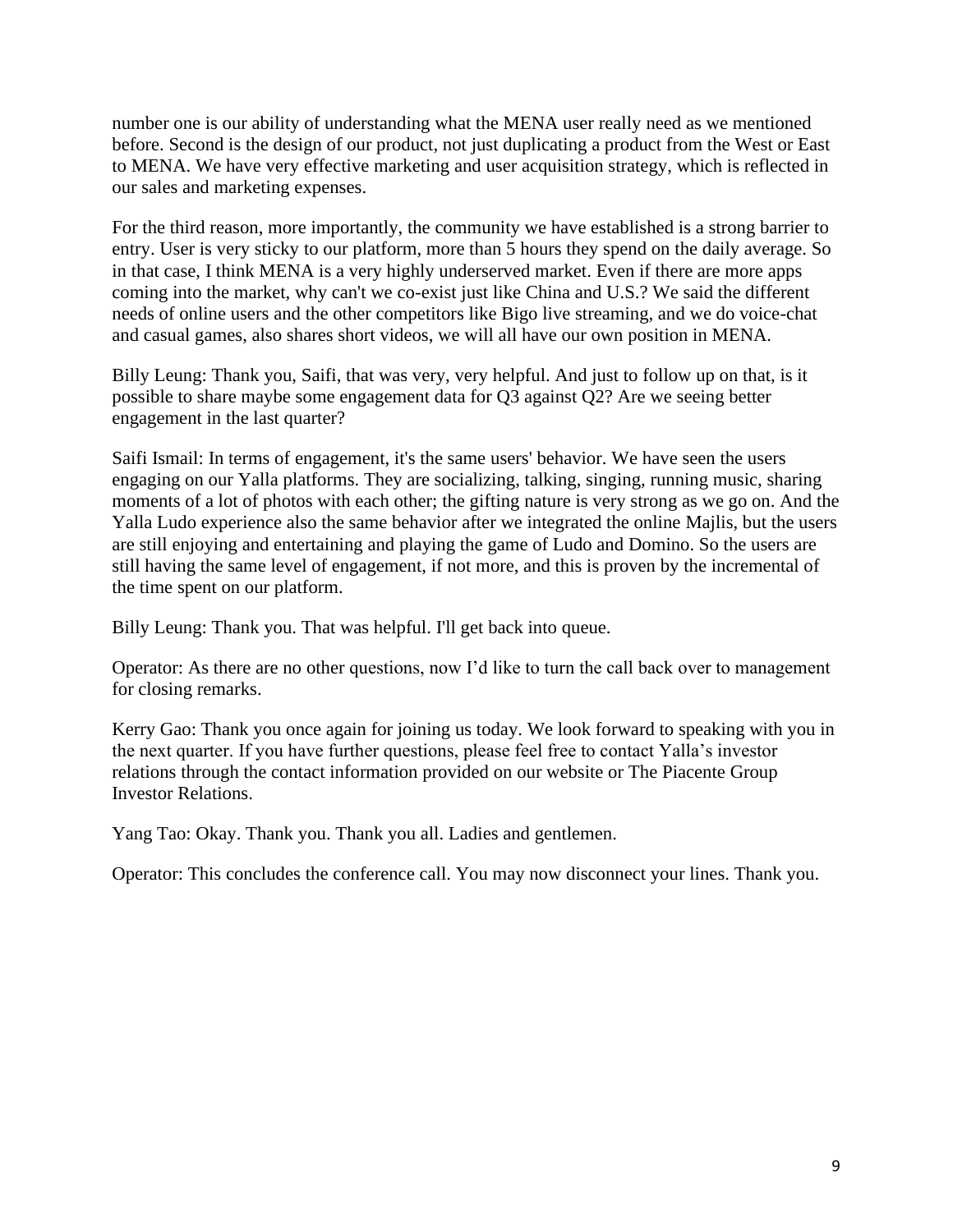number one is our ability of understanding what the MENA user really need as we mentioned before. Second is the design of our product, not just duplicating a product from the West or East to MENA. We have very effective marketing and user acquisition strategy, which is reflected in our sales and marketing expenses.

For the third reason, more importantly, the community we have established is a strong barrier to entry. User is very sticky to our platform, more than 5 hours they spend on the daily average. So in that case, I think MENA is a very highly underserved market. Even if there are more apps coming into the market, why can't we co-exist just like China and U.S.? We said the different needs of online users and the other competitors like Bigo live streaming, and we do voice-chat and casual games, also shares short videos, we will all have our own position in MENA.

Billy Leung: Thank you, Saifi, that was very, very helpful. And just to follow up on that, is it possible to share maybe some engagement data for Q3 against Q2? Are we seeing better engagement in the last quarter?

Saifi Ismail: In terms of engagement, it's the same users' behavior. We have seen the users engaging on our Yalla platforms. They are socializing, talking, singing, running music, sharing moments of a lot of photos with each other; the gifting nature is very strong as we go on. And the Yalla Ludo experience also the same behavior after we integrated the online Majlis, but the users are still enjoying and entertaining and playing the game of Ludo and Domino. So the users are still having the same level of engagement, if not more, and this is proven by the incremental of the time spent on our platform.

Billy Leung: Thank you. That was helpful. I'll get back into queue.

Operator: As there are no other questions, now I'd like to turn the call back over to management for closing remarks.

Kerry Gao: Thank you once again for joining us today. We look forward to speaking with you in the next quarter. If you have further questions, please feel free to contact Yalla's investor relations through the contact information provided on our website or The Piacente Group Investor Relations.

Yang Tao: Okay. Thank you. Thank you all. Ladies and gentlemen.

Operator: This concludes the conference call. You may now disconnect your lines. Thank you.